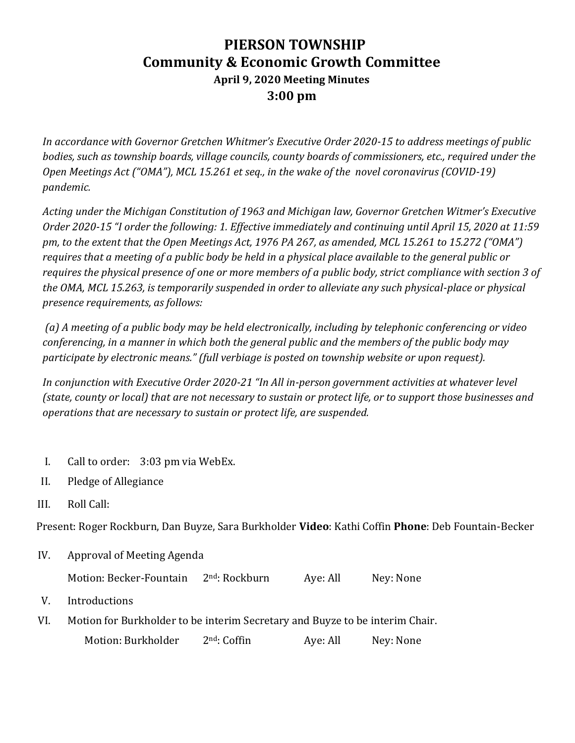# PIERSON TOWNSHIP
## Community & Economic Growth Committee
### April 9, 2020 Meeting Minutes
### 3:00 pm

*In accordance with Governor Gretchen Whitmer's Executive Order 2020-15 to address meetings of public bodies, such as township boards, village councils, county boards of commissioners, etc., required under the Open Meetings Act ("OMA"), MCL 15.261 et seq., in the wake of the novel coronavirus (COVID-19) pandemic.*

*Acting under the Michigan Constitution of 1963 and Michigan law, Governor Gretchen Witmer's Executive Order 2020-15 "I order the following: 1. Effective immediately and continuing until April 15, 2020 at 11:59 pm, to the extent that the Open Meetings Act, 1976 PA 267, as amended, MCL 15.261 to 15.272 ("OMA") requires that a meeting of a public body be held in a physical place available to the general public or requires the physical presence of one or more members of a public body, strict compliance with section 3 of the OMA, MCL 15.263, is temporarily suspended in order to alleviate any such physical-place or physical presence requirements, as follows:*

*(a) A meeting of a public body may be held electronically, including by telephonic conferencing or video conferencing, in a manner in which both the general public and the members of the public body may participate by electronic means." (full verbiage is posted on township website or upon request).*

*In conjunction with Executive Order 2020-21 "In All in-person government activities at whatever level (state, county or local) that are not necessary to sustain or protect life, or to support those businesses and operations that are necessary to sustain or protect life, are suspended.*

I. Call to order: 3:03 pm via WebEx.

II. Pledge of Allegiance

III. Roll Call:

Present: Roger Rockburn, Dan Buyze, Sara Burkholder **Video**: Kathi Coffin **Phone**: Deb Fountain-Becker

IV. Approval of Meeting Agenda

   Motion: Becker-Fountain 2nd: Rockburn Aye: All Ney: None

V. Introductions

VI. Motion for Burkholder to be interim Secretary and Buyze to be interim Chair.

   Motion: Burkholder 2nd: Coffin Aye: All Ney: None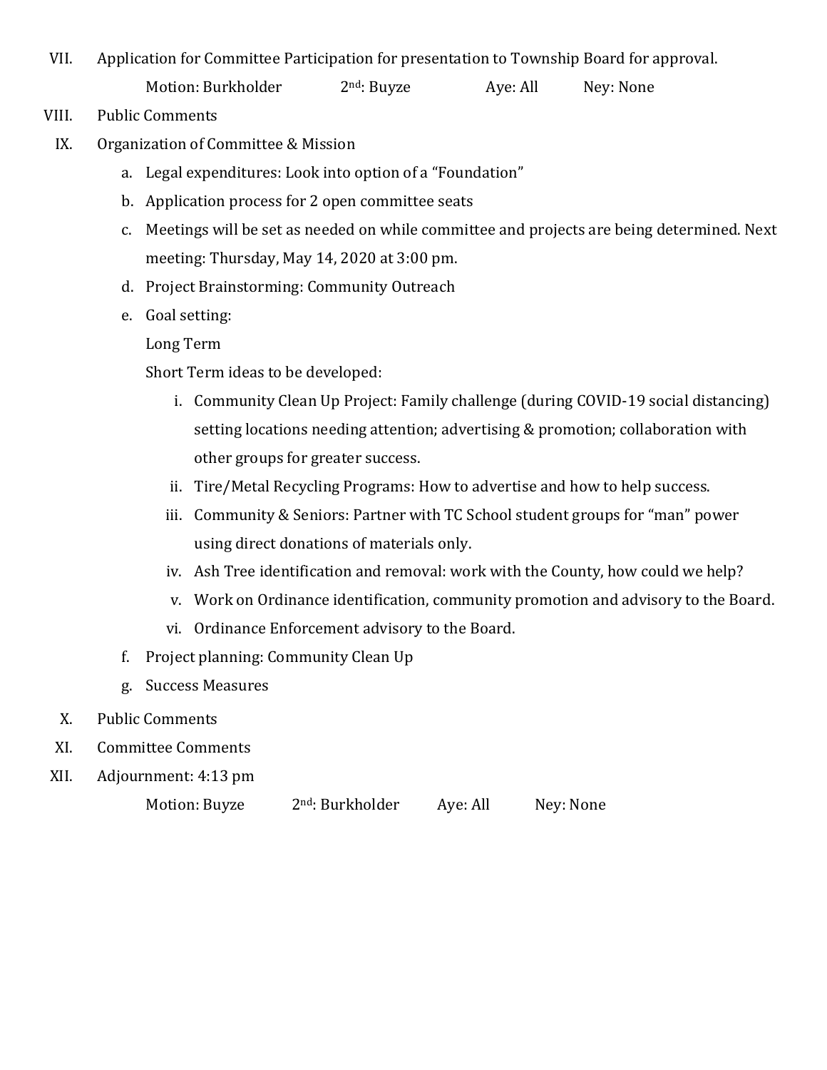VII. Application for Committee Participation for presentation to Township Board for approval.

Motion: Burkholder   2nd: Buyze   Aye: All   Ney: None

VIII. Public Comments

IX. Organization of Committee & Mission

a. Legal expenditures: Look into option of a "Foundation"

b. Application process for 2 open committee seats

c. Meetings will be set as needed on while committee and projects are being determined. Next meeting: Thursday, May 14, 2020 at 3:00 pm.

d. Project Brainstorming: Community Outreach

e. Goal setting:

Long Term

Short Term ideas to be developed:

i. Community Clean Up Project: Family challenge (during COVID-19 social distancing) setting locations needing attention; advertising & promotion; collaboration with other groups for greater success.

ii. Tire/Metal Recycling Programs: How to advertise and how to help success.

iii. Community & Seniors: Partner with TC School student groups for "man" power using direct donations of materials only.

iv. Ash Tree identification and removal: work with the County, how could we help?

v. Work on Ordinance identification, community promotion and advisory to the Board.

vi. Ordinance Enforcement advisory to the Board.

f. Project planning: Community Clean Up

g. Success Measures

X. Public Comments

XI. Committee Comments

XII. Adjournment: 4:13 pm

Motion: Buyze   2nd: Burkholder   Aye: All   Ney: None